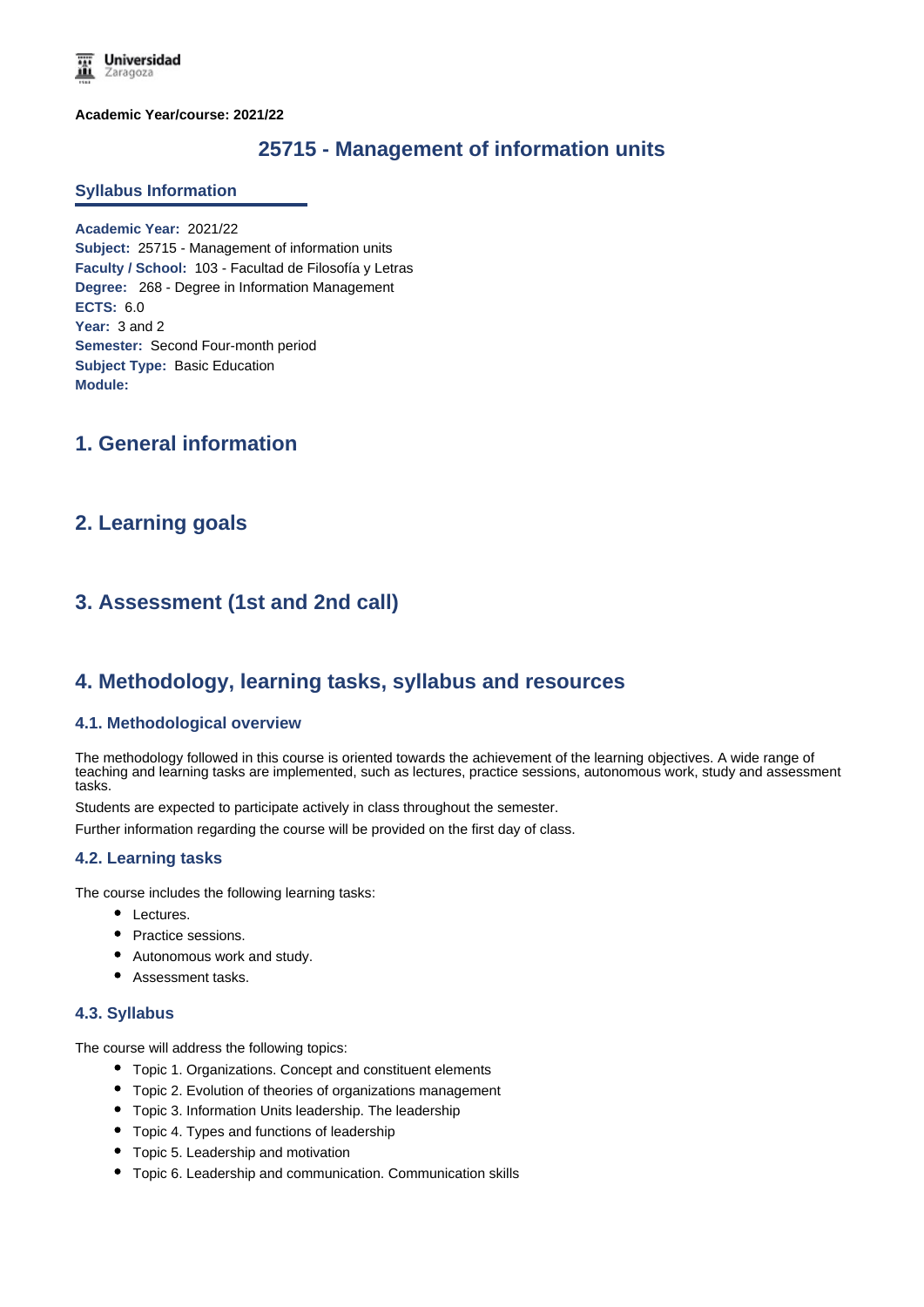**Academic Year/course: 2021/22**

# 25715 - Management of information units

## Syllabus Information

**Academic Year:** 2021/22
**Subject:** 25715 - Management of information units
**Faculty / School:** 103 - Facultad de Filosofía y Letras
**Degree:** 268 - Degree in Information Management
**ECTS:** 6.0
**Year:** 3 and 2
**Semester:** Second Four-month period
**Subject Type:** Basic Education
**Module:**

## 1. General information

## 2. Learning goals

## 3. Assessment (1st and 2nd call)

## 4. Methodology, learning tasks, syllabus and resources

### 4.1. Methodological overview

The methodology followed in this course is oriented towards the achievement of the learning objectives. A wide range of teaching and learning tasks are implemented, such as lectures, practice sessions, autonomous work, study and assessment tasks.

Students are expected to participate actively in class throughout the semester.

Further information regarding the course will be provided on the first day of class.

### 4.2. Learning tasks

The course includes the following learning tasks:

- Lectures.
- Practice sessions.
- Autonomous work and study.
- Assessment tasks.

### 4.3. Syllabus

The course will address the following topics:

- Topic 1. Organizations. Concept and constituent elements
- Topic 2. Evolution of theories of organizations management
- Topic 3. Information Units leadership. The leadership
- Topic 4. Types and functions of leadership
- Topic 5. Leadership and motivation
- Topic 6. Leadership and communication. Communication skills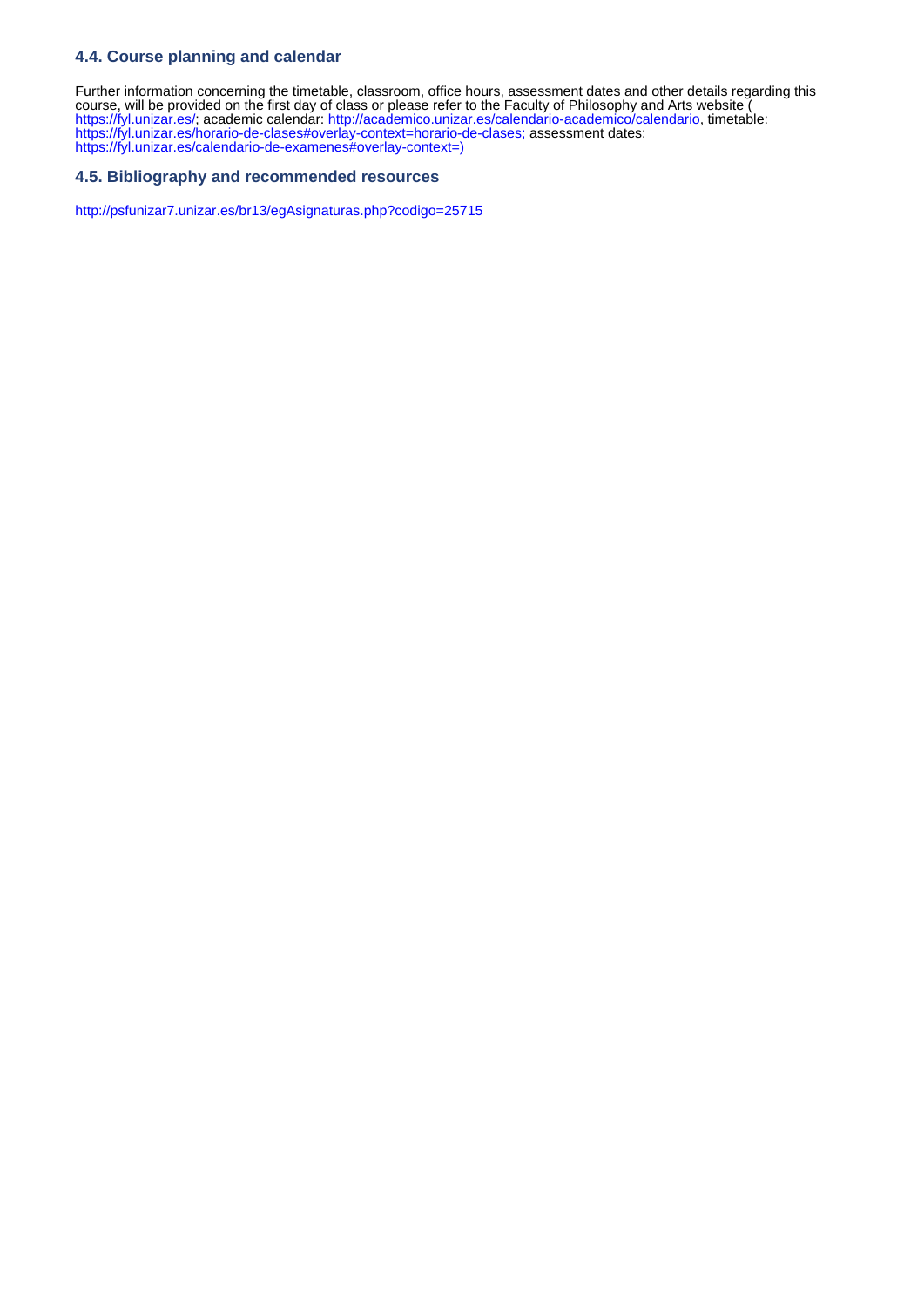### 4.4. Course planning and calendar

Further information concerning the timetable, classroom, office hours, assessment dates and other details regarding this course, will be provided on the first day of class or please refer to the Faculty of Philosophy and Arts website ( https://fyl.unizar.es/; academic calendar: http://academico.unizar.es/calendario-academico/calendario, timetable: https://fyl.unizar.es/horario-de-clases#overlay-context=horario-de-clases; assessment dates: https://fyl.unizar.es/calendario-de-examenes#overlay-context=)

### 4.5. Bibliography and recommended resources

http://psfunizar7.unizar.es/br13/egAsignaturas.php?codigo=25715